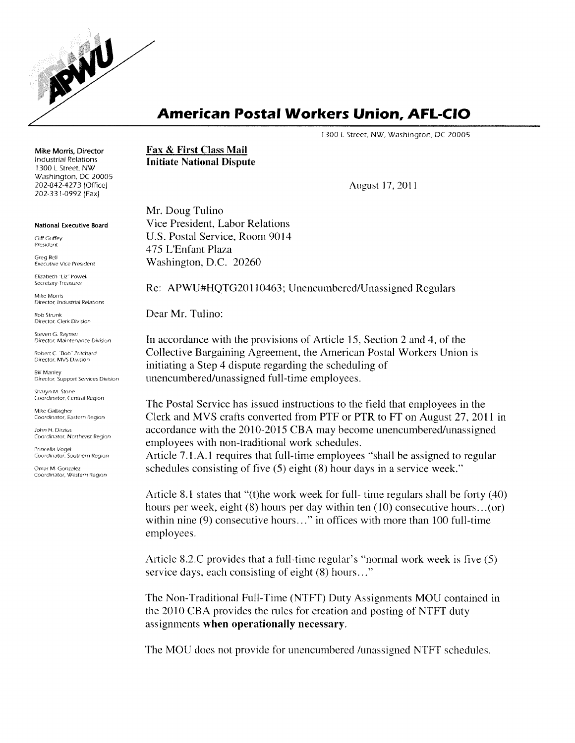# American Postal Workers Union, AFL-CIO

1300 L Street, NW, Washington, DC 20005

**Mike Morris, Director**
Industrial Relations
1300 L Street, NW
Washington, DC 20005
202-842-4273 (Office)
202-331-0992 (Fax)

**National Executive Board**

Cliff Guffey
President

Greg Bell
Executive Vice President

Elizabeth "Liz" Powell
Secretary-Treasurer

Mike Morris
Director, Industrial Relations

Rob Strunk
Director, Clerk Division

Steven G. Raymer
Director, Maintenance Division

Robert C. "Bob" Pritchard
Director, MVS Division

Bill Manley
Director, Support Services Division

Sharyn M. Stone
Coordinator, Central Region

Mike Gallagher
Coordinator, Eastern Region

John H. Dirzius
Coordinator, Northeast Region

Princella Vogel
Coordinator, Southern Region

Omar M. Gonzalez
Coordinator, Western Region

**Fax & First Class Mail**
**Initiate National Dispute**

August 17, 2011

Mr. Doug Tulino
Vice President, Labor Relations
U.S. Postal Service, Room 9014
475 L'Enfant Plaza
Washington, D.C. 20260

Re: APWU#HQTG20110463; Unencumbered/Unassigned Regulars

Dear Mr. Tulino:

In accordance with the provisions of Article 15, Section 2 and 4, of the Collective Bargaining Agreement, the American Postal Workers Union is initiating a Step 4 dispute regarding the scheduling of unencumbered/unassigned full-time employees.

The Postal Service has issued instructions to the field that employees in the Clerk and MVS crafts converted from PTF or PTR to FT on August 27, 2011 in accordance with the 2010-2015 CBA may become unencumbered/unassigned employees with non-traditional work schedules.

Article 7.1.A.1 requires that full-time employees "shall be assigned to regular schedules consisting of five (5) eight (8) hour days in a service week."

Article 8.1 states that "(t)he work week for full- time regulars shall be forty (40) hours per week, eight (8) hours per day within ten (10) consecutive hours...(or) within nine (9) consecutive hours..." in offices with more than 100 full-time employees.

Article 8.2.C provides that a full-time regular's "normal work week is five (5) service days, each consisting of eight (8) hours..."

The Non-Traditional Full-Time (NTFT) Duty Assignments MOU contained in the 2010 CBA provides the rules for creation and posting of NTFT duty assignments **when operationally necessary**.

The MOU does not provide for unencumbered /unassigned NTFT schedules.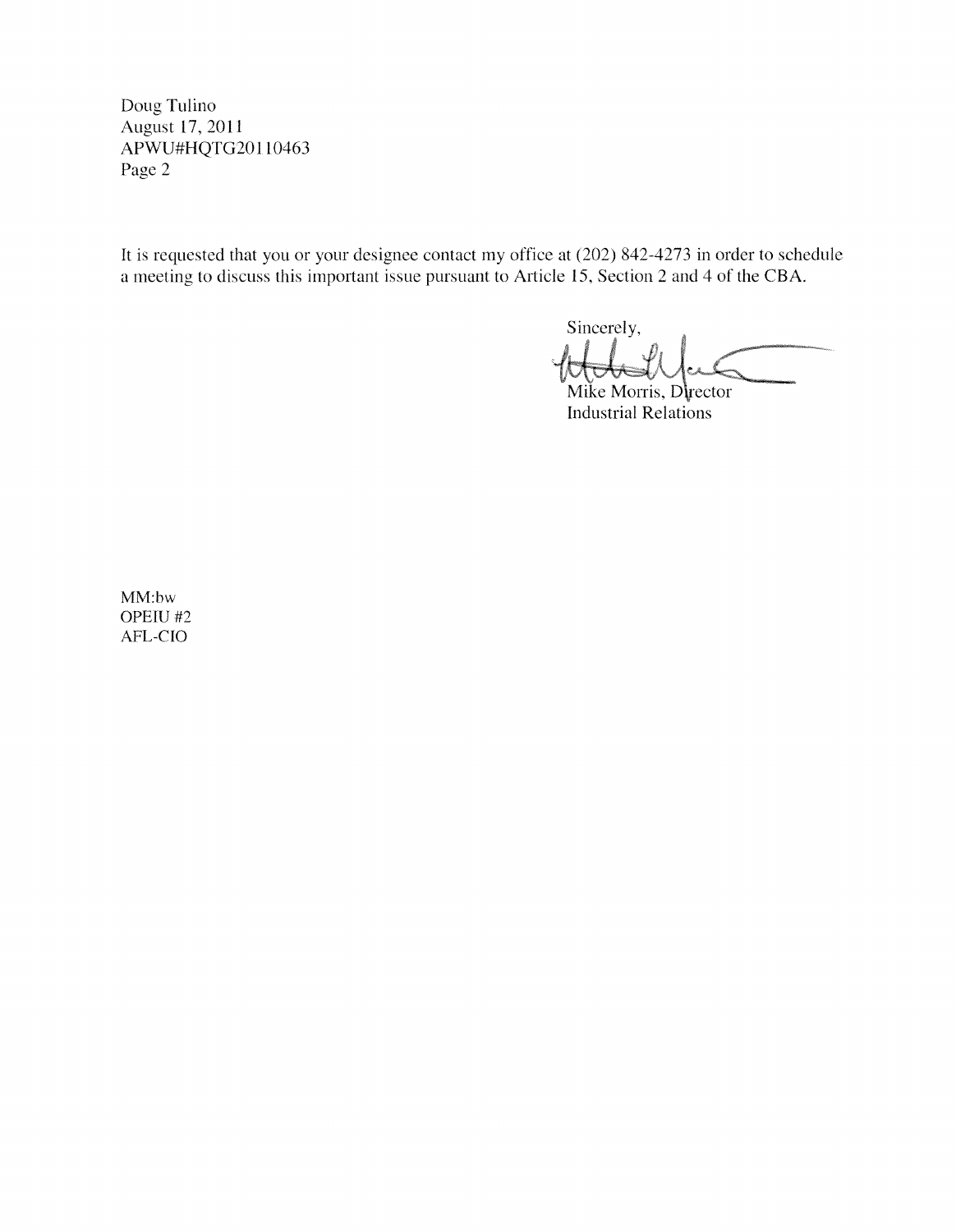Doug Tulino
August 17, 2011
APWU#HQTG20110463
Page 2

It is requested that you or your designee contact my office at (202) 842-4273 in order to schedule a meeting to discuss this important issue pursuant to Article 15, Section 2 and 4 of the CBA.

Sincerely,

Mike Morris, Director
Industrial Relations

MM:bw
OPEIU #2
AFL-CIO